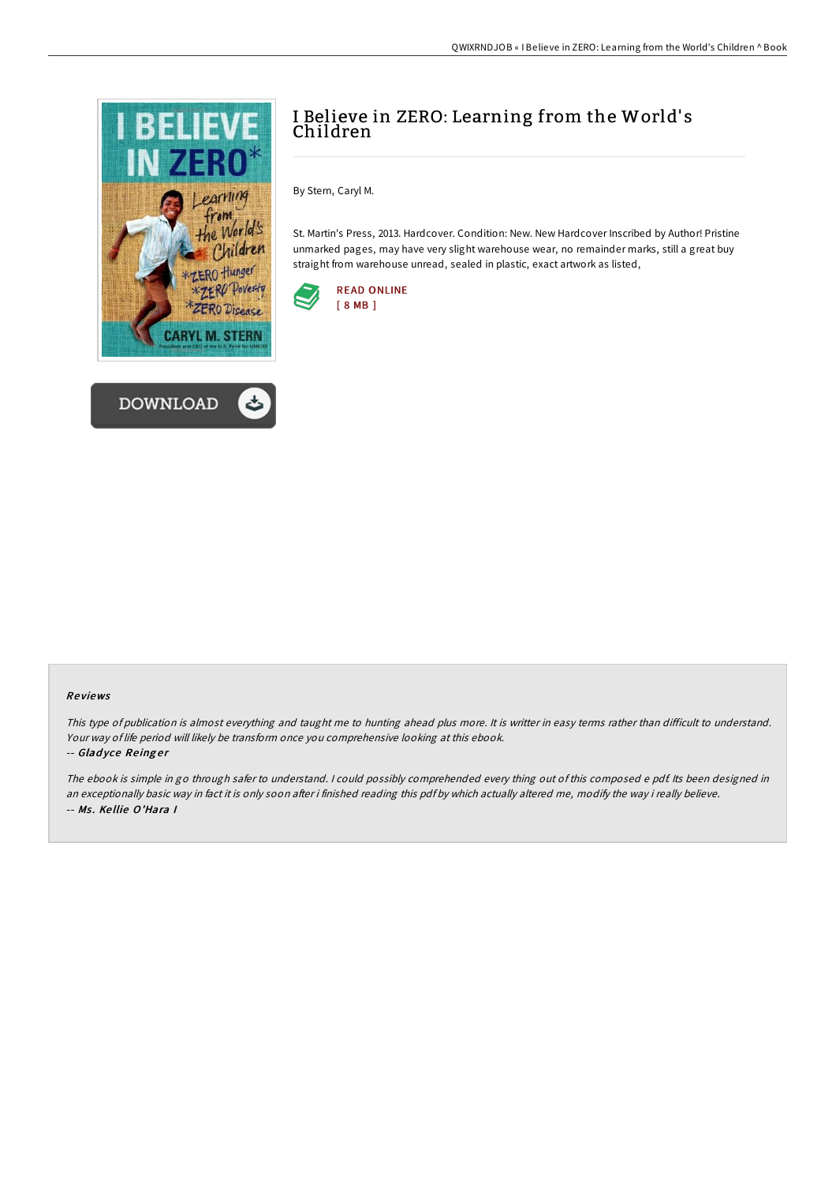# I Believe in ZERO: Learning from the World's Children

By Stern, Caryl M.

St. Martin's Press, 2013. Hardcover. Condition: New. New Hardcover Inscribed by Author! Pristine unmarked pages, may have very slight warehouse wear, no remainder marks, still a great buy straight from warehouse unread, sealed in plastic, exact artwork as listed,

READ ONLINE
[ 8 MB ]

DOWNLOAD

### Reviews

*This type of publication is almost everything and taught me to hunting ahead plus more. It is writter in easy terms rather than difficult to understand. Your way of life period will likely be transform once you comprehensive looking at this ebook.*

-- *Gladyce Reinger*

*The ebook is simple in go through safer to understand. I could possibly comprehended every thing out of this composed e pdf. Its been designed in an exceptionally basic way in fact it is only soon after i finished reading this pdf by which actually altered me, modify the way i really believe.*

-- *Ms. Kellie O'Hara I*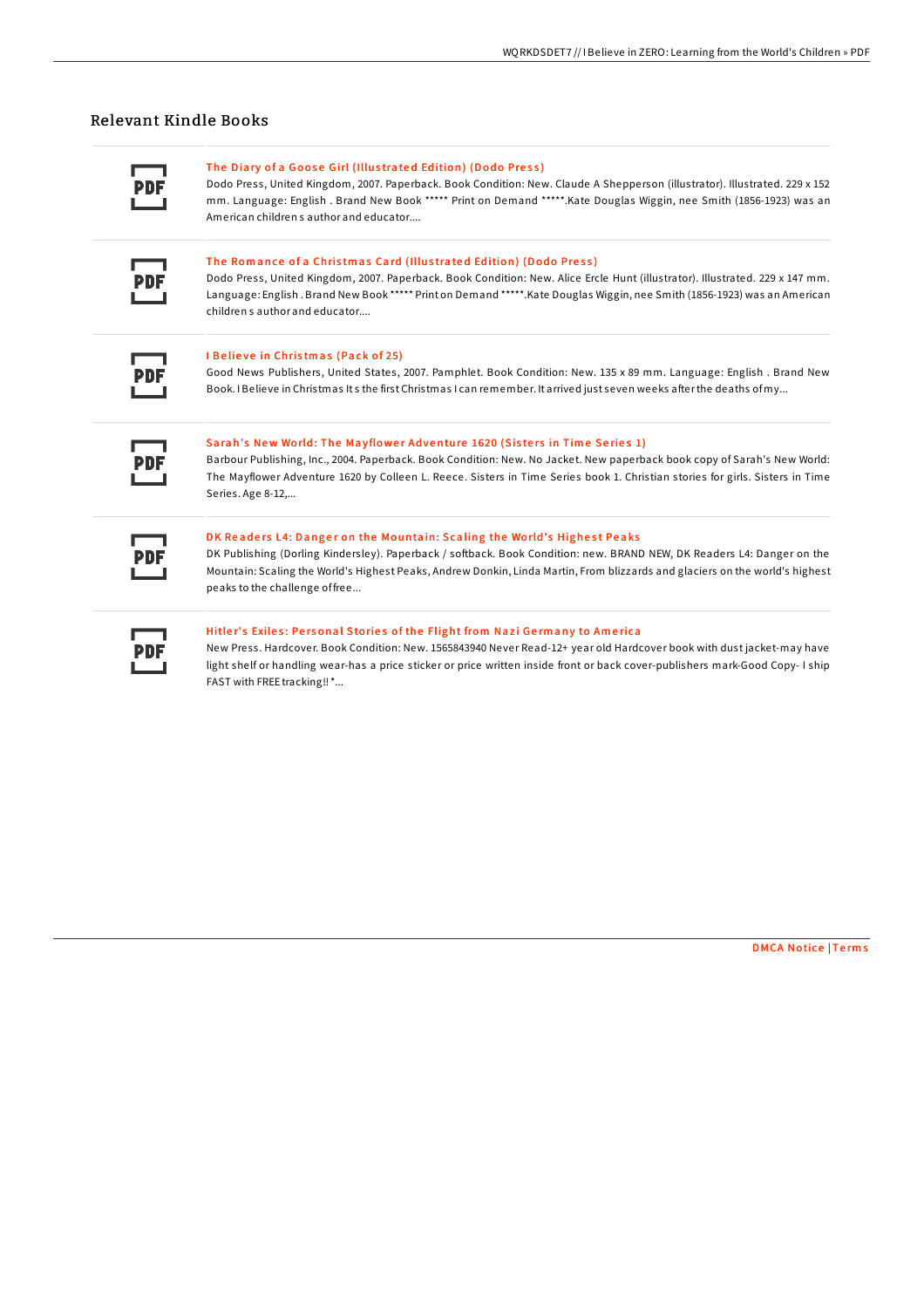## Relevant Kindle Books

### The Diary of a Goose Girl (Illustrated Edition) (Dodo Press)

Dodo Press, United Kingdom, 2007. Paperback. Book Condition: New. Claude A Shepperson (illustrator). Illustrated. 229 x 152 mm. Language: English . Brand New Book ***** Print on Demand *****.Kate Douglas Wiggin, nee Smith (1856-1923) was an American children s author and educator....

### The Romance of a Christmas Card (Illustrated Edition) (Dodo Press)

Dodo Press, United Kingdom, 2007. Paperback. Book Condition: New. Alice Ercle Hunt (illustrator). Illustrated. 229 x 147 mm. Language: English . Brand New Book ***** Print on Demand *****.Kate Douglas Wiggin, nee Smith (1856-1923) was an American children s author and educator....

### I Believe in Christmas (Pack of 25)

Good News Publishers, United States, 2007. Pamphlet. Book Condition: New. 135 x 89 mm. Language: English . Brand New Book. I Believe in Christmas It s the first Christmas I can remember. It arrived just seven weeks after the deaths of my...

### Sarah's New World: The Mayflower Adventure 1620 (Sisters in Time Series 1)

Barbour Publishing, Inc., 2004. Paperback. Book Condition: New. No Jacket. New paperback book copy of Sarah's New World: The Mayflower Adventure 1620 by Colleen L. Reece. Sisters in Time Series book 1. Christian stories for girls. Sisters in Time Series. Age 8-12,...

### DK Readers L4: Danger on the Mountain: Scaling the World's Highest Peaks

DK Publishing (Dorling Kindersley). Paperback / softback. Book Condition: new. BRAND NEW, DK Readers L4: Danger on the Mountain: Scaling the World's Highest Peaks, Andrew Donkin, Linda Martin, From blizzards and glaciers on the world's highest peaks to the challenge of free...

### Hitler's Exiles: Personal Stories of the Flight from Nazi Germany to America

New Press. Hardcover. Book Condition: New. 1565843940 Never Read-12+ year old Hardcover book with dust jacket-may have light shelf or handling wear-has a price sticker or price written inside front or back cover-publishers mark-Good Copy- I ship FAST with FREE tracking!! *...